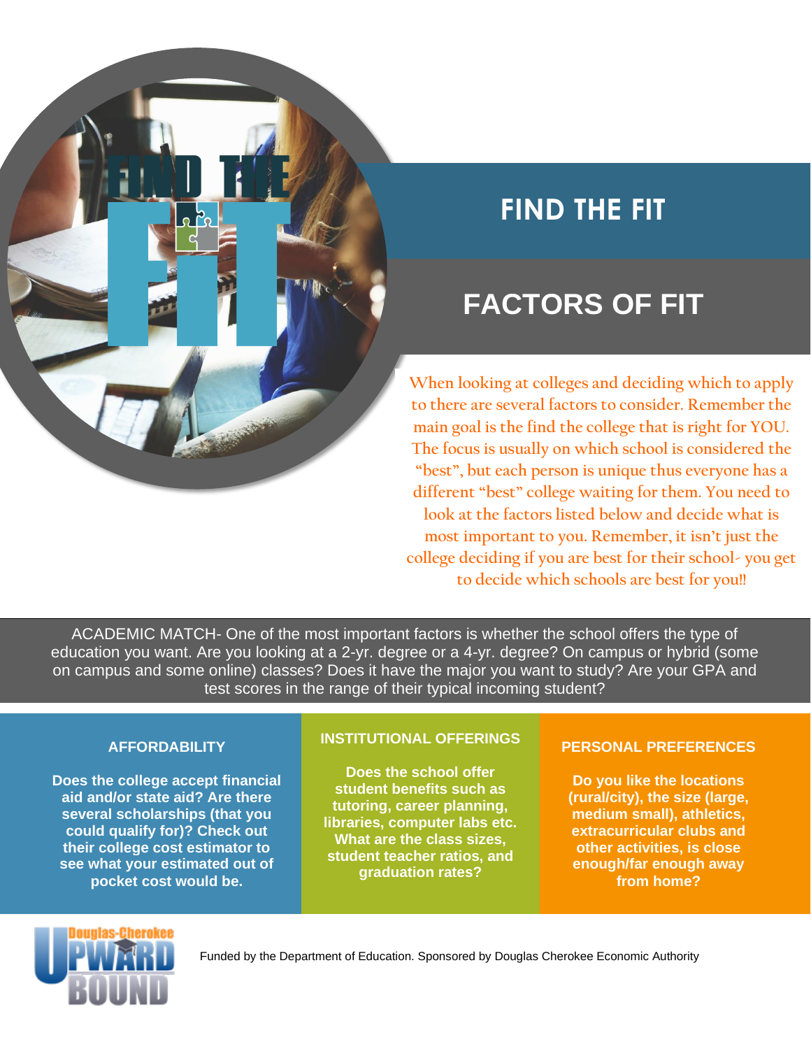# FIND THE FIT

## FACTORS OF FIT

When looking at colleges and deciding which to apply to there are several factors to consider. Remember the main goal is the find the college that is right for YOU. The focus is usually on which school is considered the "best", but each person is unique thus everyone has a different "best" college waiting for them. You need to look at the factors listed below and decide what is most important to you. Remember, it isn't just the college deciding if you are best for their school- you get to decide which schools are best for you!!

ACADEMIC MATCH- One of the most important factors is whether the school offers the type of education you want. Are you looking at a 2-yr. degree or a 4-yr. degree? On campus or hybrid (some on campus and some online) classes? Does it have the major you want to study? Are your GPA and test scores in the range of their typical incoming student?

### AFFORDABILITY

**Does the college accept financial aid and/or state aid? Are there several scholarships (that you could qualify for)? Check out their college cost estimator to see what your estimated out of pocket cost would be.**

### INSTITUTIONAL OFFERINGS

**Does the school offer student benefits such as tutoring, career planning, libraries, computer labs etc. What are the class sizes, student teacher ratios, and graduation rates?**

### PERSONAL PREFERENCES

**Do you like the locations (rural/city), the size (large, medium small), athletics, extracurricular clubs and other activities, is close enough/far enough away from home?**

Douglas-Cherokee UPWARD BOUND

Funded by the Department of Education. Sponsored by Douglas Cherokee Economic Authority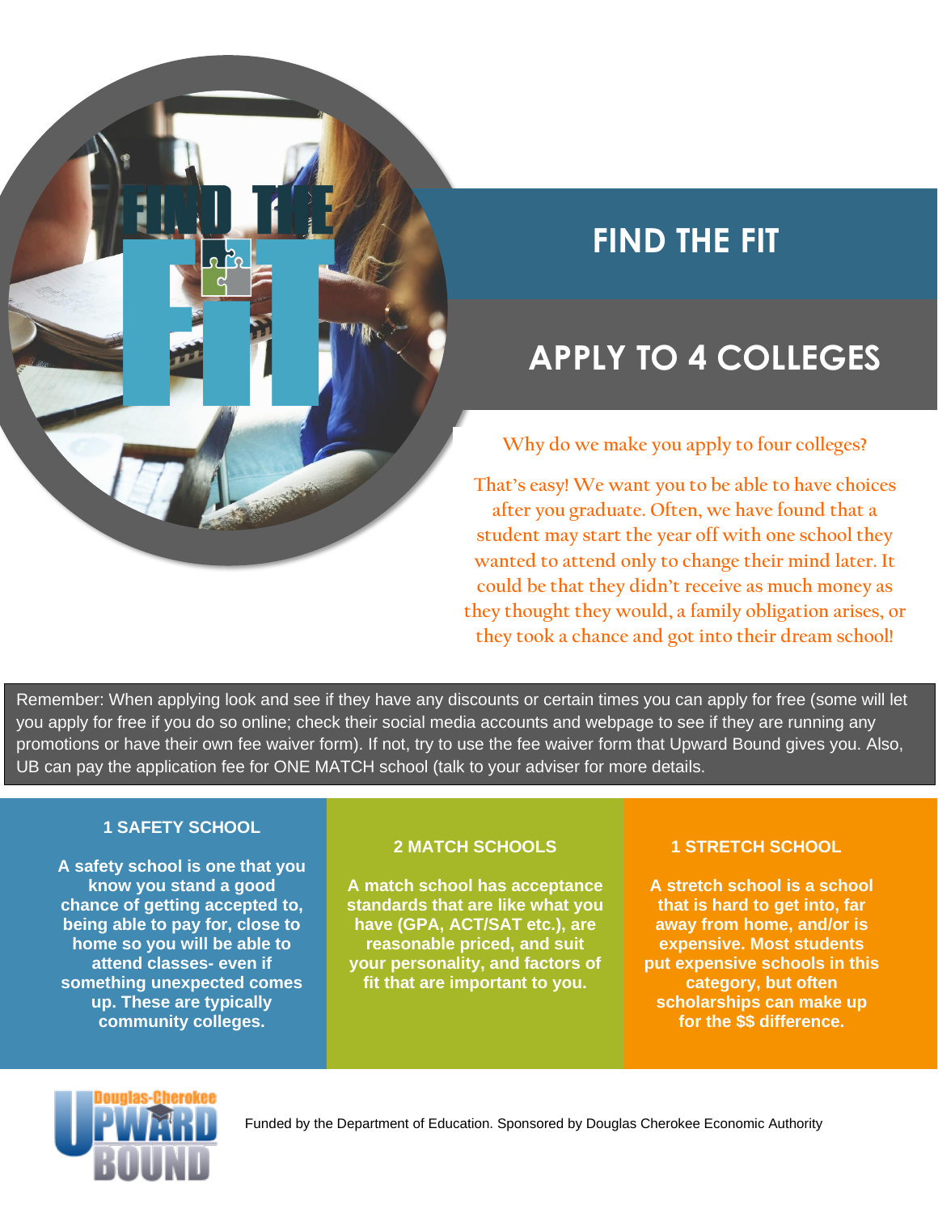# FIND THE FIT

## APPLY TO 4 COLLEGES

Why do we make you apply to four colleges?

That's easy! We want you to be able to have choices after you graduate. Often, we have found that a student may start the year off with one school they wanted to attend only to change their mind later. It could be that they didn't receive as much money as they thought they would, a family obligation arises, or they took a chance and got into their dream school!

Remember: When applying look and see if they have any discounts or certain times you can apply for free (some will let you apply for free if you do so online; check their social media accounts and webpage to see if they are running any promotions or have their own fee waiver form). If not, try to use the fee waiver form that Upward Bound gives you. Also, UB can pay the application fee for ONE MATCH school (talk to your adviser for more details.

### 1 SAFETY SCHOOL

**A safety school is one that you know you stand a good chance of getting accepted to, being able to pay for, close to home so you will be able to attend classes- even if something unexpected comes up. These are typically community colleges.**

### 2 MATCH SCHOOLS

**A match school has acceptance standards that are like what you have (GPA, ACT/SAT etc.), are reasonable priced, and suit your personality, and factors of fit that are important to you.**

### 1 STRETCH SCHOOL

**A stretch school is a school that is hard to get into, far away from home, and/or is expensive. Most students put expensive schools in this category, but often scholarships can make up for the $$ difference.**

Douglas-Cherokee Upward Bound

Funded by the Department of Education. Sponsored by Douglas Cherokee Economic Authority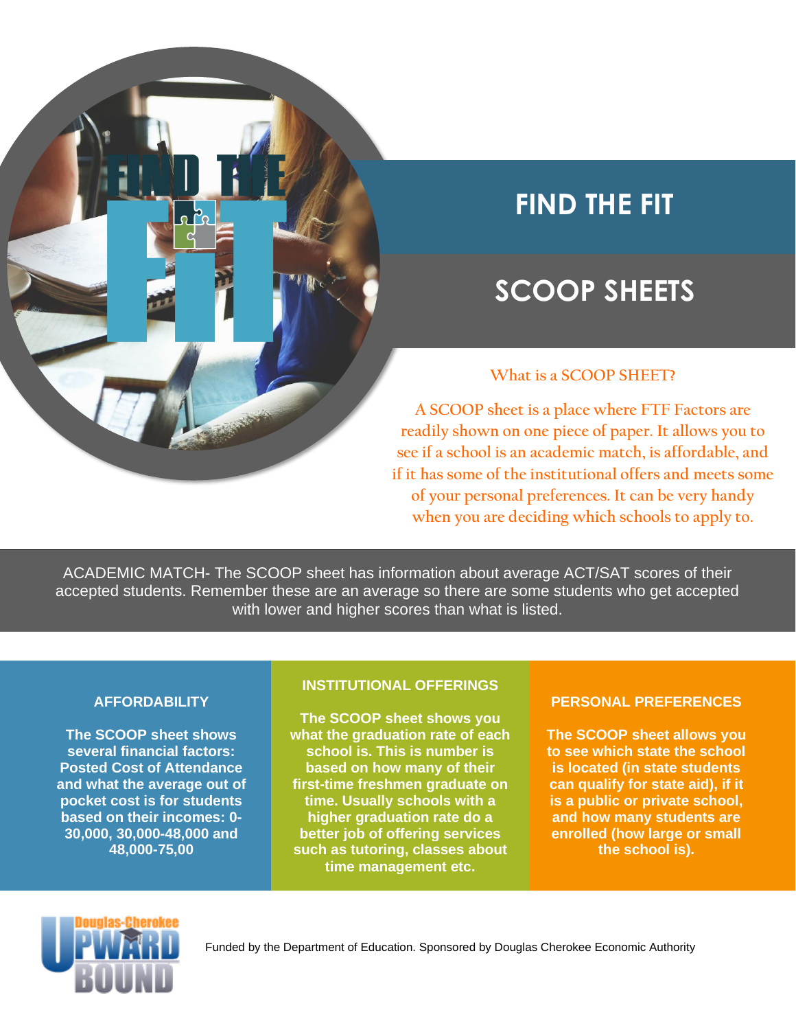# FIND THE FIT

## SCOOP SHEETS

What is a SCOOP SHEET?

A SCOOP sheet is a place where FTF Factors are readily shown on one piece of paper. It allows you to see if a school is an academic match, is affordable, and if it has some of the institutional offers and meets some of your personal preferences. It can be very handy when you are deciding which schools to apply to.

ACADEMIC MATCH- The SCOOP sheet has information about average ACT/SAT scores of their accepted students. Remember these are an average so there are some students who get accepted with lower and higher scores than what is listed.

### AFFORDABILITY

**The SCOOP sheet shows several financial factors: Posted Cost of Attendance and what the average out of pocket cost is for students based on their incomes: 0-30,000, 30,000-48,000 and 48,000-75,00**

### INSTITUTIONAL OFFERINGS

**The SCOOP sheet shows you what the graduation rate of each school is. This is number is based on how many of their first-time freshmen graduate on time. Usually schools with a higher graduation rate do a better job of offering services such as tutoring, classes about time management etc.**

### PERSONAL PREFERENCES

**The SCOOP sheet allows you to see which state the school is located (in state students can qualify for state aid), if it is a public or private school, and how many students are enrolled (how large or small the school is).**

Douglas-Cherokee UPWARD BOUND

Funded by the Department of Education. Sponsored by Douglas Cherokee Economic Authority